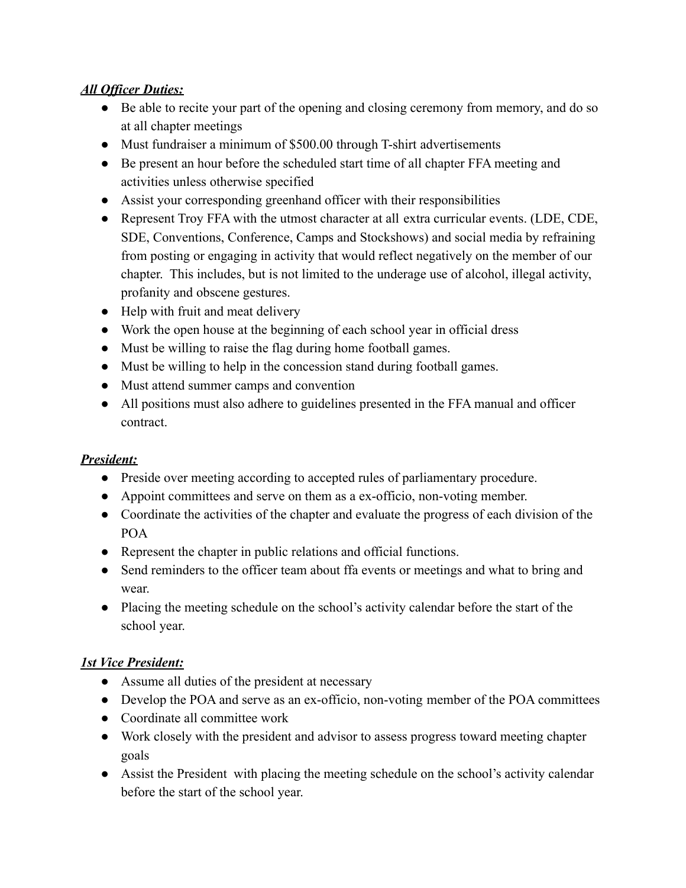***All Officer Duties:***

- Be able to recite your part of the opening and closing ceremony from memory, and do so at all chapter meetings
- Must fundraiser a minimum of $500.00 through T-shirt advertisements
- Be present an hour before the scheduled start time of all chapter FFA meeting and activities unless otherwise specified
- Assist your corresponding greenhand officer with their responsibilities
- Represent Troy FFA with the utmost character at all extra curricular events. (LDE, CDE, SDE, Conventions, Conference, Camps and Stockshows) and social media by refraining from posting or engaging in activity that would reflect negatively on the member of our chapter. This includes, but is not limited to the underage use of alcohol, illegal activity, profanity and obscene gestures.
- Help with fruit and meat delivery
- Work the open house at the beginning of each school year in official dress
- Must be willing to raise the flag during home football games.
- Must be willing to help in the concession stand during football games.
- Must attend summer camps and convention
- All positions must also adhere to guidelines presented in the FFA manual and officer contract.

***President:***

- Preside over meeting according to accepted rules of parliamentary procedure.
- Appoint committees and serve on them as a ex-officio, non-voting member.
- Coordinate the activities of the chapter and evaluate the progress of each division of the POA
- Represent the chapter in public relations and official functions.
- Send reminders to the officer team about ffa events or meetings and what to bring and wear.
- Placing the meeting schedule on the school's activity calendar before the start of the school year.

***1st Vice President:***

- Assume all duties of the president at necessary
- Develop the POA and serve as an ex-officio, non-voting member of the POA committees
- Coordinate all committee work
- Work closely with the president and advisor to assess progress toward meeting chapter goals
- Assist the President with placing the meeting schedule on the school's activity calendar before the start of the school year.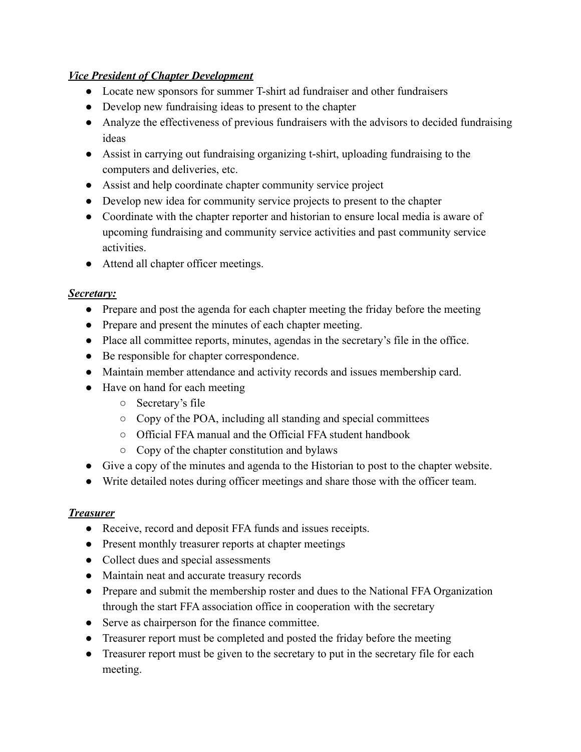***Vice President of Chapter Development***

- Locate new sponsors for summer T-shirt ad fundraiser and other fundraisers
- Develop new fundraising ideas to present to the chapter
- Analyze the effectiveness of previous fundraisers with the advisors to decided fundraising ideas
- Assist in carrying out fundraising organizing t-shirt, uploading fundraising to the computers and deliveries, etc.
- Assist and help coordinate chapter community service project
- Develop new idea for community service projects to present to the chapter
- Coordinate with the chapter reporter and historian to ensure local media is aware of upcoming fundraising and community service activities and past community service activities.
- Attend all chapter officer meetings.

***Secretary:***

- Prepare and post the agenda for each chapter meeting the friday before the meeting
- Prepare and present the minutes of each chapter meeting.
- Place all committee reports, minutes, agendas in the secretary's file in the office.
- Be responsible for chapter correspondence.
- Maintain member attendance and activity records and issues membership card.
- Have on hand for each meeting
  - Secretary's file
  - Copy of the POA, including all standing and special committees
  - Official FFA manual and the Official FFA student handbook
  - Copy of the chapter constitution and bylaws
- Give a copy of the minutes and agenda to the Historian to post to the chapter website.
- Write detailed notes during officer meetings and share those with the officer team.

***Treasurer***

- Receive, record and deposit FFA funds and issues receipts.
- Present monthly treasurer reports at chapter meetings
- Collect dues and special assessments
- Maintain neat and accurate treasury records
- Prepare and submit the membership roster and dues to the National FFA Organization through the start FFA association office in cooperation with the secretary
- Serve as chairperson for the finance committee.
- Treasurer report must be completed and posted the friday before the meeting
- Treasurer report must be given to the secretary to put in the secretary file for each meeting.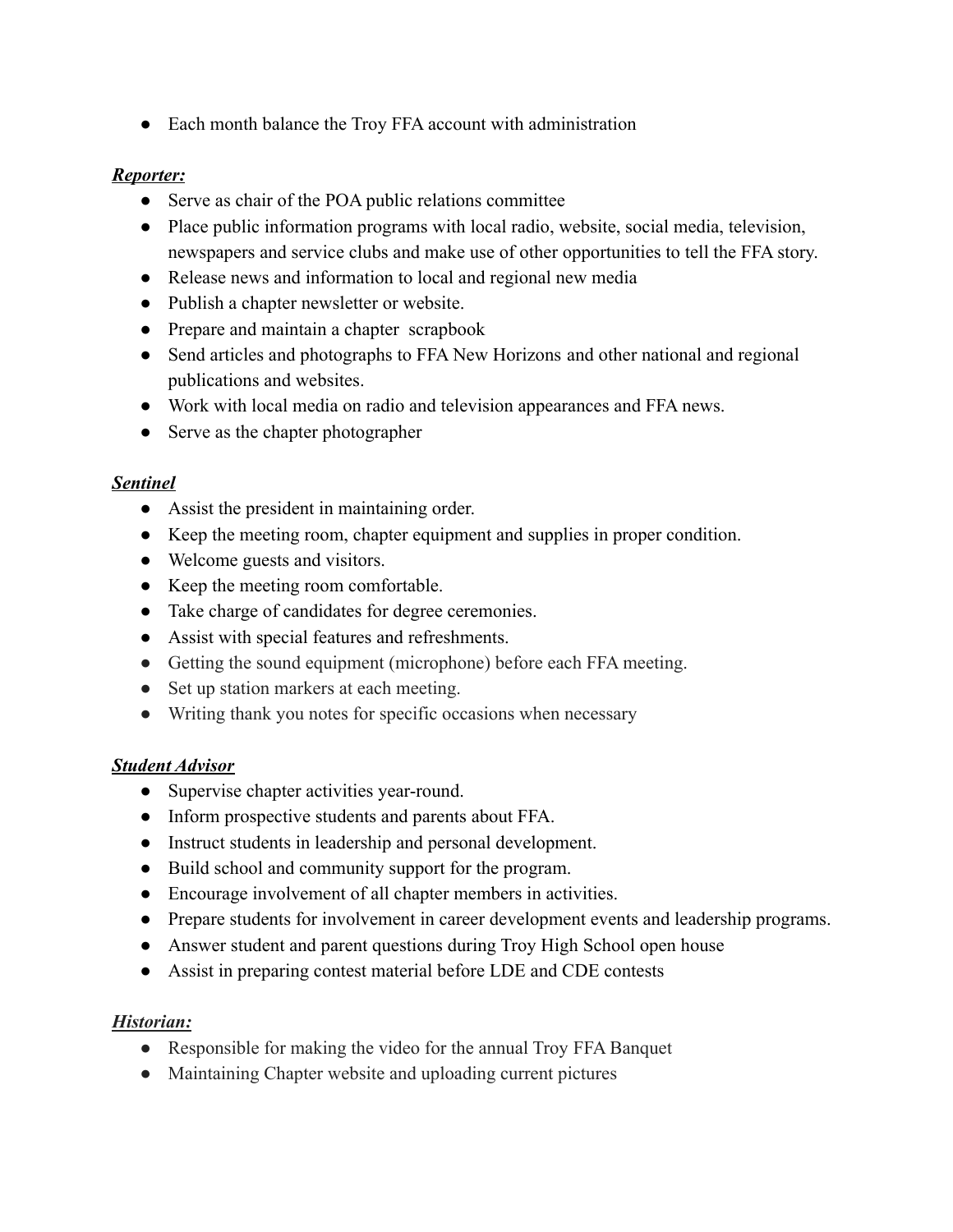- Each month balance the Troy FFA account with administration

***Reporter:***

- Serve as chair of the POA public relations committee
- Place public information programs with local radio, website, social media, television, newspapers and service clubs and make use of other opportunities to tell the FFA story.
- Release news and information to local and regional new media
- Publish a chapter newsletter or website.
- Prepare and maintain a chapter  scrapbook
- Send articles and photographs to FFA New Horizons and other national and regional publications and websites.
- Work with local media on radio and television appearances and FFA news.
- Serve as the chapter photographer

***Sentinel***

- Assist the president in maintaining order.
- Keep the meeting room, chapter equipment and supplies in proper condition.
- Welcome guests and visitors.
- Keep the meeting room comfortable.
- Take charge of candidates for degree ceremonies.
- Assist with special features and refreshments.
- Getting the sound equipment (microphone) before each FFA meeting.
- Set up station markers at each meeting.
- Writing thank you notes for specific occasions when necessary

***Student Advisor***

- Supervise chapter activities year-round.
- Inform prospective students and parents about FFA.
- Instruct students in leadership and personal development.
- Build school and community support for the program.
- Encourage involvement of all chapter members in activities.
- Prepare students for involvement in career development events and leadership programs.
- Answer student and parent questions during Troy High School open house
- Assist in preparing contest material before LDE and CDE contests

***Historian:***

- Responsible for making the video for the annual Troy FFA Banquet
- Maintaining Chapter website and uploading current pictures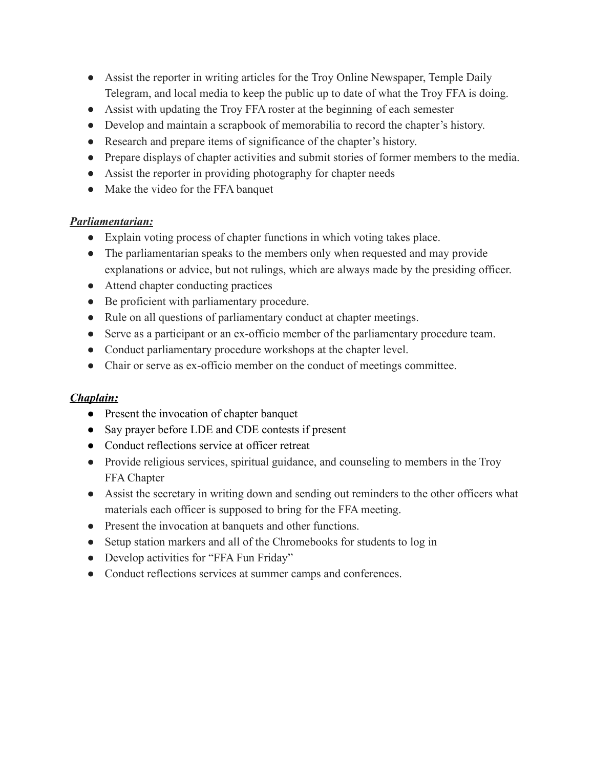- Assist the reporter in writing articles for the Troy Online Newspaper, Temple Daily Telegram, and local media to keep the public up to date of what the Troy FFA is doing.
- Assist with updating the Troy FFA roster at the beginning of each semester
- Develop and maintain a scrapbook of memorabilia to record the chapter's history.
- Research and prepare items of significance of the chapter's history.
- Prepare displays of chapter activities and submit stories of former members to the media.
- Assist the reporter in providing photography for chapter needs
- Make the video for the FFA banquet

***<u>Parliamentarian:</u>***

- Explain voting process of chapter functions in which voting takes place.
- The parliamentarian speaks to the members only when requested and may provide explanations or advice, but not rulings, which are always made by the presiding officer.
- Attend chapter conducting practices
- Be proficient with parliamentary procedure.
- Rule on all questions of parliamentary conduct at chapter meetings.
- Serve as a participant or an ex-officio member of the parliamentary procedure team.
- Conduct parliamentary procedure workshops at the chapter level.
- Chair or serve as ex-officio member on the conduct of meetings committee.

***<u>Chaplain:</u>***

- Present the invocation of chapter banquet
- Say prayer before LDE and CDE contests if present
- Conduct reflections service at officer retreat
- Provide religious services, spiritual guidance, and counseling to members in the Troy FFA Chapter
- Assist the secretary in writing down and sending out reminders to the other officers what materials each officer is supposed to bring for the FFA meeting.
- Present the invocation at banquets and other functions.
- Setup station markers and all of the Chromebooks for students to log in
- Develop activities for "FFA Fun Friday"
- Conduct reflections services at summer camps and conferences.